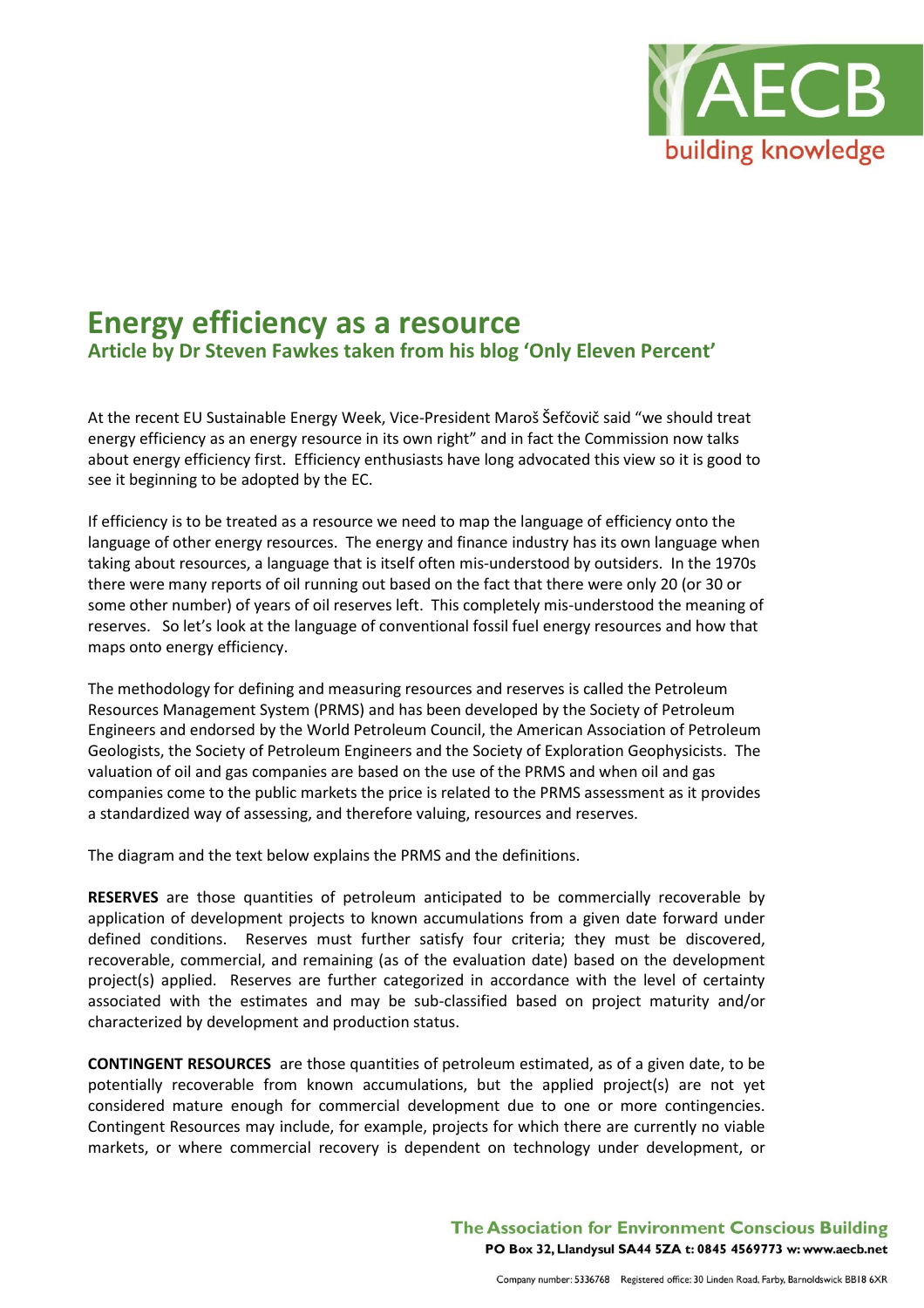# Energy efficiency as a resource

## Article by Dr Steven Fawkes taken from his blog 'Only Eleven Percent'

At the recent EU Sustainable Energy Week, Vice-President Maroš Šefčovič said "we should treat energy efficiency as an energy resource in its own right" and in fact the Commission now talks about energy efficiency first. Efficiency enthusiasts have long advocated this view so it is good to see it beginning to be adopted by the EC.

If efficiency is to be treated as a resource we need to map the language of efficiency onto the language of other energy resources. The energy and finance industry has its own language when taking about resources, a language that is itself often mis-understood by outsiders. In the 1970s there were many reports of oil running out based on the fact that there were only 20 (or 30 or some other number) of years of oil reserves left. This completely mis-understood the meaning of reserves. So let's look at the language of conventional fossil fuel energy resources and how that maps onto energy efficiency.

The methodology for defining and measuring resources and reserves is called the Petroleum Resources Management System (PRMS) and has been developed by the Society of Petroleum Engineers and endorsed by the World Petroleum Council, the American Association of Petroleum Geologists, the Society of Petroleum Engineers and the Society of Exploration Geophysicists. The valuation of oil and gas companies are based on the use of the PRMS and when oil and gas companies come to the public markets the price is related to the PRMS assessment as it provides a standardized way of assessing, and therefore valuing, resources and reserves.

The diagram and the text below explains the PRMS and the definitions.

**RESERVES** are those quantities of petroleum anticipated to be commercially recoverable by application of development projects to known accumulations from a given date forward under defined conditions. Reserves must further satisfy four criteria; they must be discovered, recoverable, commercial, and remaining (as of the evaluation date) based on the development project(s) applied. Reserves are further categorized in accordance with the level of certainty associated with the estimates and may be sub-classified based on project maturity and/or characterized by development and production status.

**CONTINGENT RESOURCES** are those quantities of petroleum estimated, as of a given date, to be potentially recoverable from known accumulations, but the applied project(s) are not yet considered mature enough for commercial development due to one or more contingencies. Contingent Resources may include, for example, projects for which there are currently no viable markets, or where commercial recovery is dependent on technology under development, or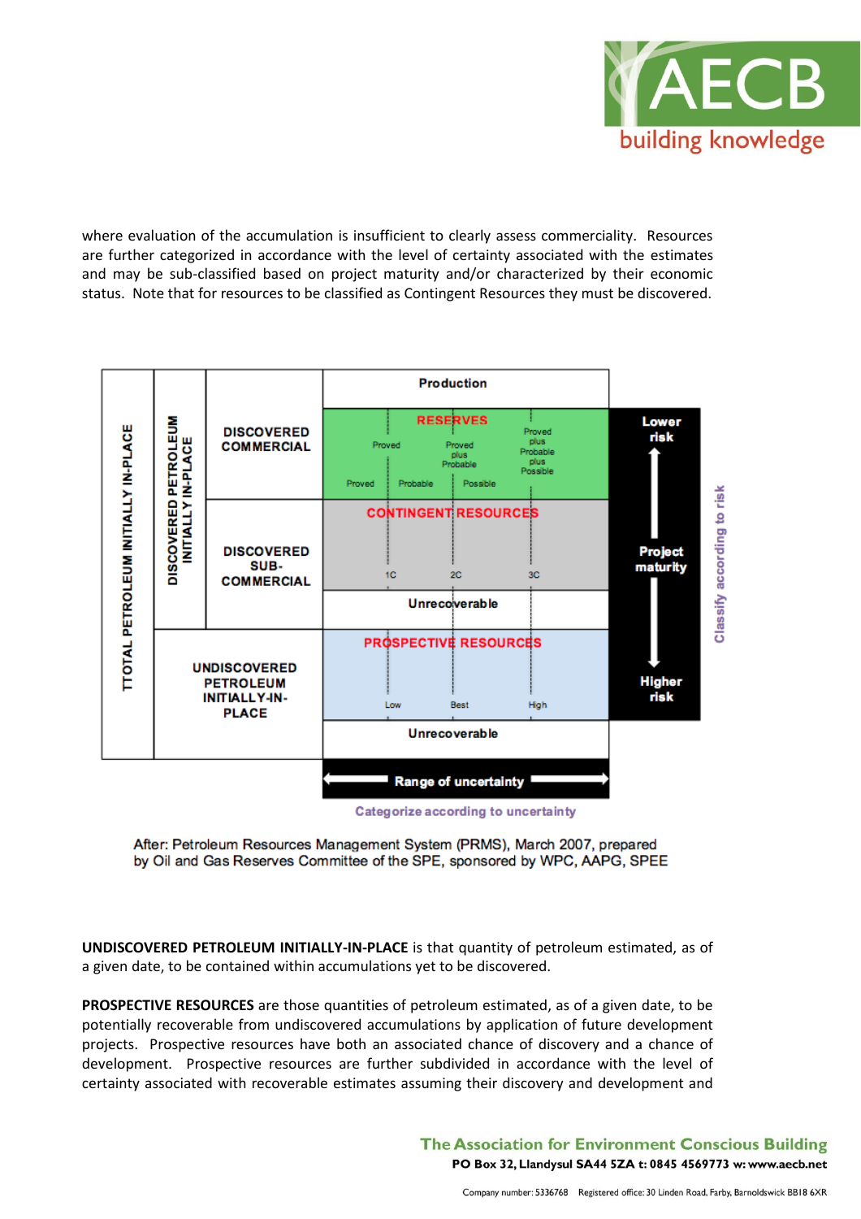where evaluation of the accumulation is insufficient to clearly assess commerciality. Resources are further categorized in accordance with the level of certainty associated with the estimates and may be sub-classified based on project maturity and/or characterized by their economic status. Note that for resources to be classified as Contingent Resources they must be discovered.

| TOTAL PETROLEUM INITIALLY IN-PLACE | DISCOVERED PETROLEUM INITIALLY IN-PLACE | | Production | |
|---|---|---|---|---|
| | | DISCOVERED COMMERCIAL | RESERVES: Proved / Proved plus Probable / Proved plus Probable plus Possible (Proved, Probable, Possible) | Lower risk |
| | | DISCOVERED SUB-COMMERCIAL | CONTINGENT RESOURCES: 1C / 2C / 3C | Project maturity |
| | | | Unrecoverable | |
| | UNDISCOVERED PETROLEUM INITIALLY-IN-PLACE | | PROSPECTIVE RESOURCES: Low / Best / High | Higher risk |
| | | | Unrecoverable | |
| | | | Range of uncertainty | |

Categorize according to uncertainty / Classify according to risk

After: Petroleum Resources Management System (PRMS), March 2007, prepared by Oil and Gas Reserves Committee of the SPE, sponsored by WPC, AAPG, SPEE

**UNDISCOVERED PETROLEUM INITIALLY-IN-PLACE** is that quantity of petroleum estimated, as of a given date, to be contained within accumulations yet to be discovered.

**PROSPECTIVE RESOURCES** are those quantities of petroleum estimated, as of a given date, to be potentially recoverable from undiscovered accumulations by application of future development projects. Prospective resources have both an associated chance of discovery and a chance of development. Prospective resources are further subdivided in accordance with the level of certainty associated with recoverable estimates assuming their discovery and development and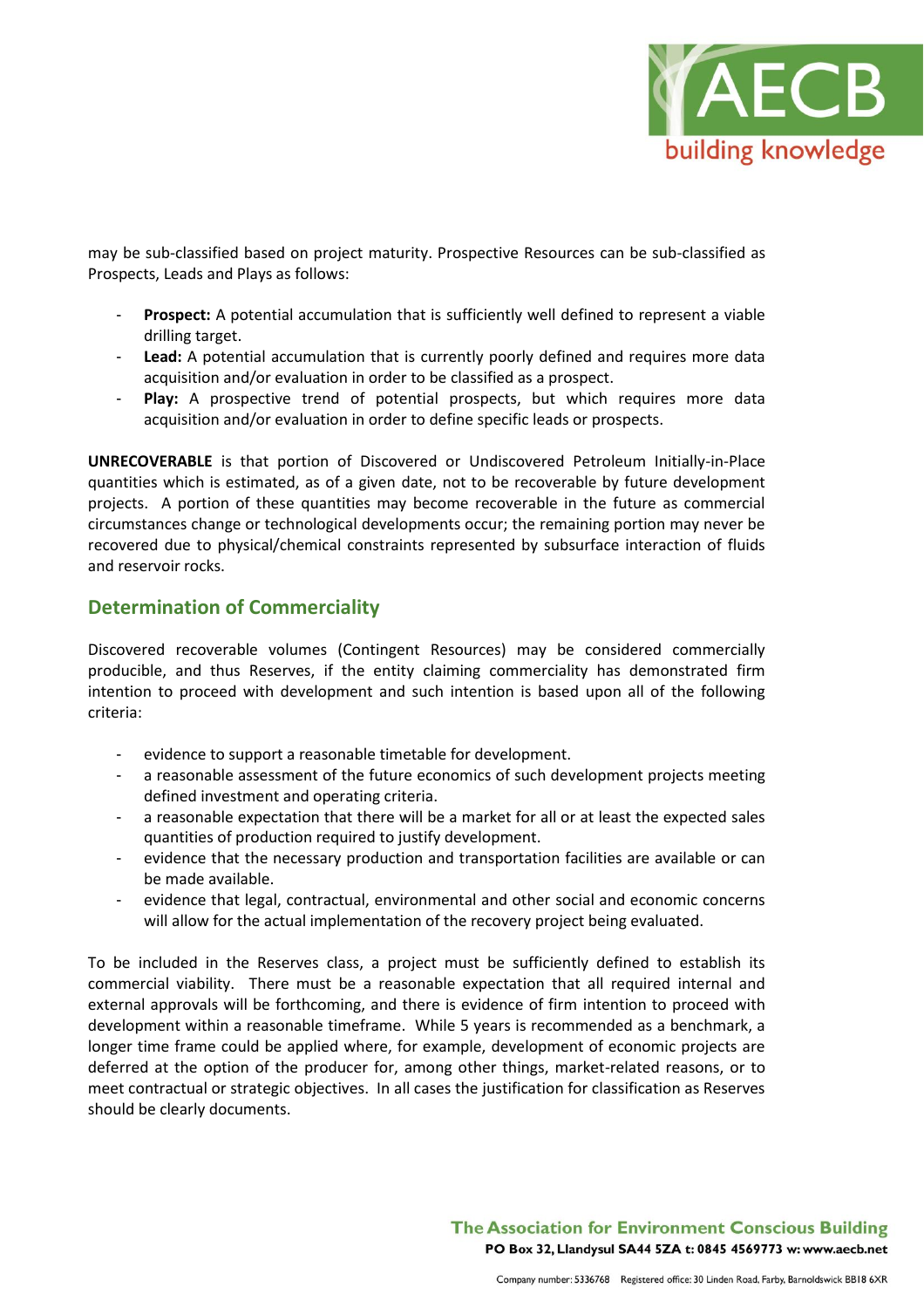may be sub-classified based on project maturity. Prospective Resources can be sub-classified as Prospects, Leads and Plays as follows:

- **Prospect:** A potential accumulation that is sufficiently well defined to represent a viable drilling target.
- **Lead:** A potential accumulation that is currently poorly defined and requires more data acquisition and/or evaluation in order to be classified as a prospect.
- **Play:** A prospective trend of potential prospects, but which requires more data acquisition and/or evaluation in order to define specific leads or prospects.

**UNRECOVERABLE** is that portion of Discovered or Undiscovered Petroleum Initially-in-Place quantities which is estimated, as of a given date, not to be recoverable by future development projects. A portion of these quantities may become recoverable in the future as commercial circumstances change or technological developments occur; the remaining portion may never be recovered due to physical/chemical constraints represented by subsurface interaction of fluids and reservoir rocks.

## Determination of Commerciality

Discovered recoverable volumes (Contingent Resources) may be considered commercially producible, and thus Reserves, if the entity claiming commerciality has demonstrated firm intention to proceed with development and such intention is based upon all of the following criteria:

- evidence to support a reasonable timetable for development.
- a reasonable assessment of the future economics of such development projects meeting defined investment and operating criteria.
- a reasonable expectation that there will be a market for all or at least the expected sales quantities of production required to justify development.
- evidence that the necessary production and transportation facilities are available or can be made available.
- evidence that legal, contractual, environmental and other social and economic concerns will allow for the actual implementation of the recovery project being evaluated.

To be included in the Reserves class, a project must be sufficiently defined to establish its commercial viability. There must be a reasonable expectation that all required internal and external approvals will be forthcoming, and there is evidence of firm intention to proceed with development within a reasonable timeframe. While 5 years is recommended as a benchmark, a longer time frame could be applied where, for example, development of economic projects are deferred at the option of the producer for, among other things, market-related reasons, or to meet contractual or strategic objectives. In all cases the justification for classification as Reserves should be clearly documents.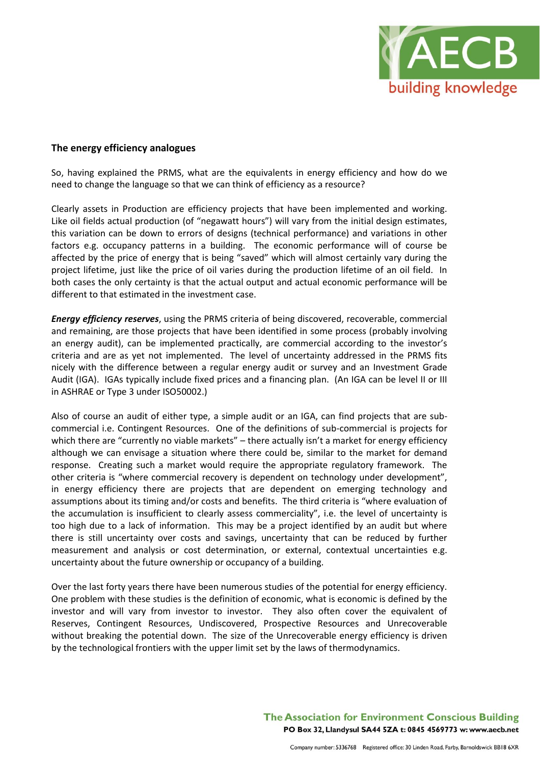### The energy efficiency analogues

So, having explained the PRMS, what are the equivalents in energy efficiency and how do we need to change the language so that we can think of efficiency as a resource?

Clearly assets in Production are efficiency projects that have been implemented and working. Like oil fields actual production (of "negawatt hours") will vary from the initial design estimates, this variation can be down to errors of designs (technical performance) and variations in other factors e.g. occupancy patterns in a building. The economic performance will of course be affected by the price of energy that is being "saved" which will almost certainly vary during the project lifetime, just like the price of oil varies during the production lifetime of an oil field. In both cases the only certainty is that the actual output and actual economic performance will be different to that estimated in the investment case.

***Energy efficiency reserves***, using the PRMS criteria of being discovered, recoverable, commercial and remaining, are those projects that have been identified in some process (probably involving an energy audit), can be implemented practically, are commercial according to the investor's criteria and are as yet not implemented. The level of uncertainty addressed in the PRMS fits nicely with the difference between a regular energy audit or survey and an Investment Grade Audit (IGA). IGAs typically include fixed prices and a financing plan. (An IGA can be level II or III in ASHRAE or Type 3 under ISO50002.)

Also of course an audit of either type, a simple audit or an IGA, can find projects that are sub-commercial i.e. Contingent Resources. One of the definitions of sub-commercial is projects for which there are "currently no viable markets" – there actually isn't a market for energy efficiency although we can envisage a situation where there could be, similar to the market for demand response. Creating such a market would require the appropriate regulatory framework. The other criteria is "where commercial recovery is dependent on technology under development", in energy efficiency there are projects that are dependent on emerging technology and assumptions about its timing and/or costs and benefits. The third criteria is "where evaluation of the accumulation is insufficient to clearly assess commerciality", i.e. the level of uncertainty is too high due to a lack of information. This may be a project identified by an audit but where there is still uncertainty over costs and savings, uncertainty that can be reduced by further measurement and analysis or cost determination, or external, contextual uncertainties e.g. uncertainty about the future ownership or occupancy of a building.

Over the last forty years there have been numerous studies of the potential for energy efficiency. One problem with these studies is the definition of economic, what is economic is defined by the investor and will vary from investor to investor. They also often cover the equivalent of Reserves, Contingent Resources, Undiscovered, Prospective Resources and Unrecoverable without breaking the potential down. The size of the Unrecoverable energy efficiency is driven by the technological frontiers with the upper limit set by the laws of thermodynamics.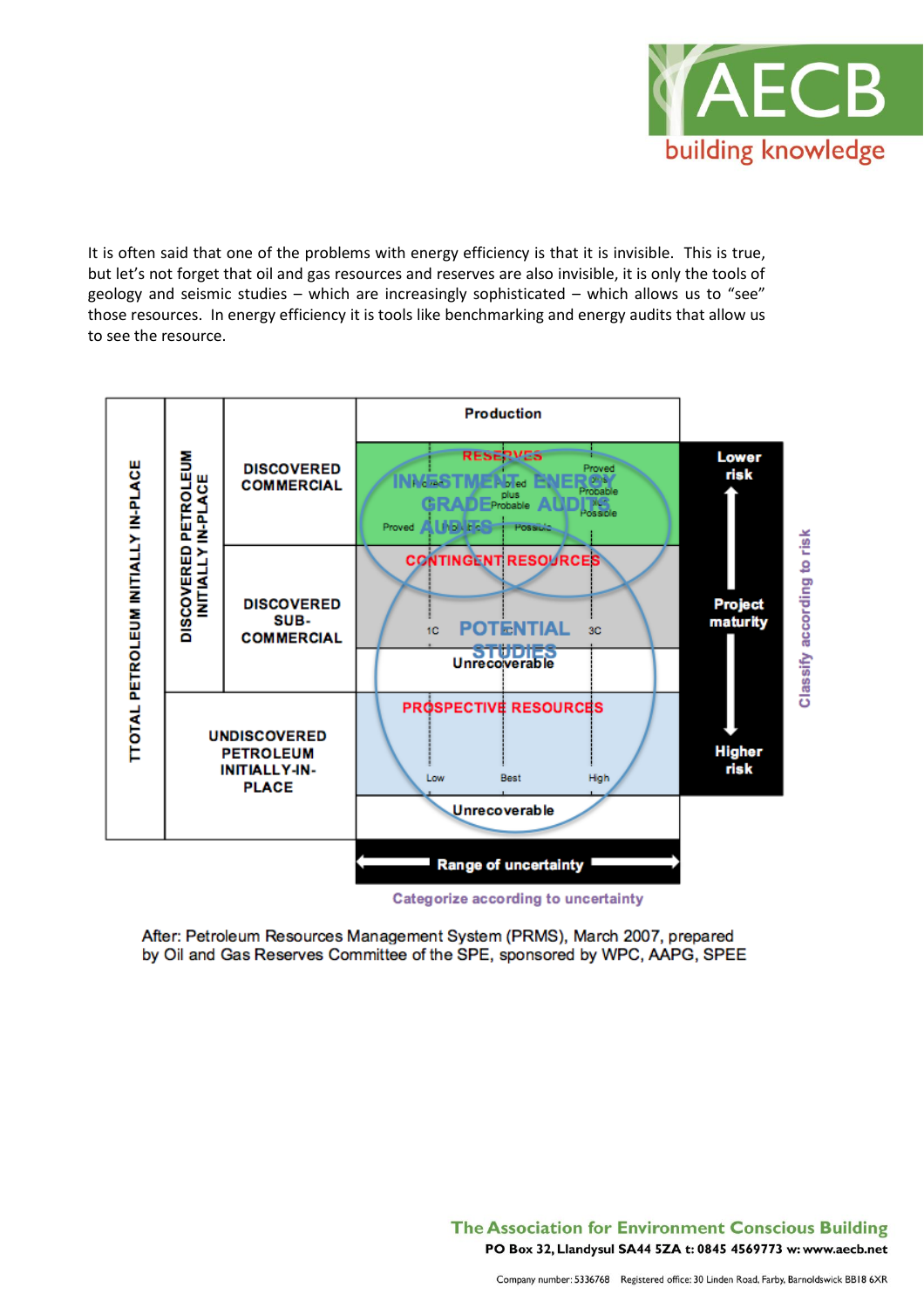It is often said that one of the problems with energy efficiency is that it is invisible. This is true, but let's not forget that oil and gas resources and reserves are also invisible, it is only the tools of geology and seismic studies – which are increasingly sophisticated – which allows us to "see" those resources. In energy efficiency it is tools like benchmarking and energy audits that allow us to see the resource.

| TOTAL PETROLEUM INITIALLY IN-PLACE | DISCOVERED PETROLEUM INITIALLY IN-PLACE | | Production | |
|---|---|---|---|---|
| | | DISCOVERED COMMERCIAL | RESERVES — Proved / Proved plus Probable / Proved plus Probable plus Possible; Proved / Probable / Possible (INVESTMENT GRADE AUDITS; ENERGY AUDITS) | Lower risk |
| | | DISCOVERED SUB-COMMERCIAL | CONTINGENT RESOURCES — 1C / 2C / 3C (POTENTIAL STUDIES) | Project maturity |
| | | | Unrecoverable | |
| | UNDISCOVERED PETROLEUM INITIALLY-IN-PLACE | | PROSPECTIVE RESOURCES — Low / Best / High | Higher risk |
| | | | Unrecoverable | |
| | | | Range of uncertainty | |

Categorize according to uncertainty

Classify according to risk

After: Petroleum Resources Management System (PRMS), March 2007, prepared by Oil and Gas Reserves Committee of the SPE, sponsored by WPC, AAPG, SPEE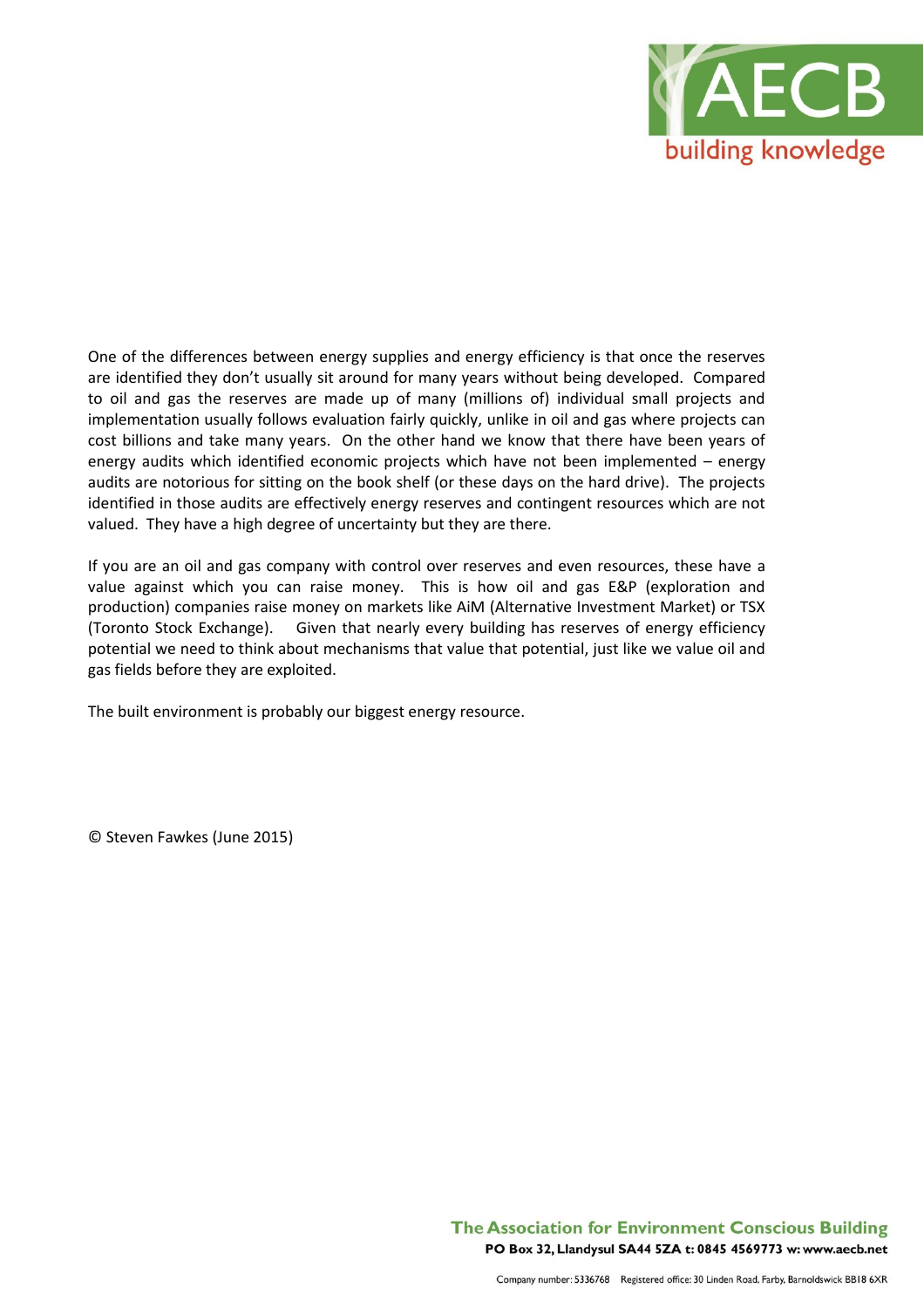One of the differences between energy supplies and energy efficiency is that once the reserves are identified they don't usually sit around for many years without being developed. Compared to oil and gas the reserves are made up of many (millions of) individual small projects and implementation usually follows evaluation fairly quickly, unlike in oil and gas where projects can cost billions and take many years. On the other hand we know that there have been years of energy audits which identified economic projects which have not been implemented – energy audits are notorious for sitting on the book shelf (or these days on the hard drive). The projects identified in those audits are effectively energy reserves and contingent resources which are not valued. They have a high degree of uncertainty but they are there.

If you are an oil and gas company with control over reserves and even resources, these have a value against which you can raise money. This is how oil and gas E&P (exploration and production) companies raise money on markets like AiM (Alternative Investment Market) or TSX (Toronto Stock Exchange). Given that nearly every building has reserves of energy efficiency potential we need to think about mechanisms that value that potential, just like we value oil and gas fields before they are exploited.

The built environment is probably our biggest energy resource.

© Steven Fawkes (June 2015)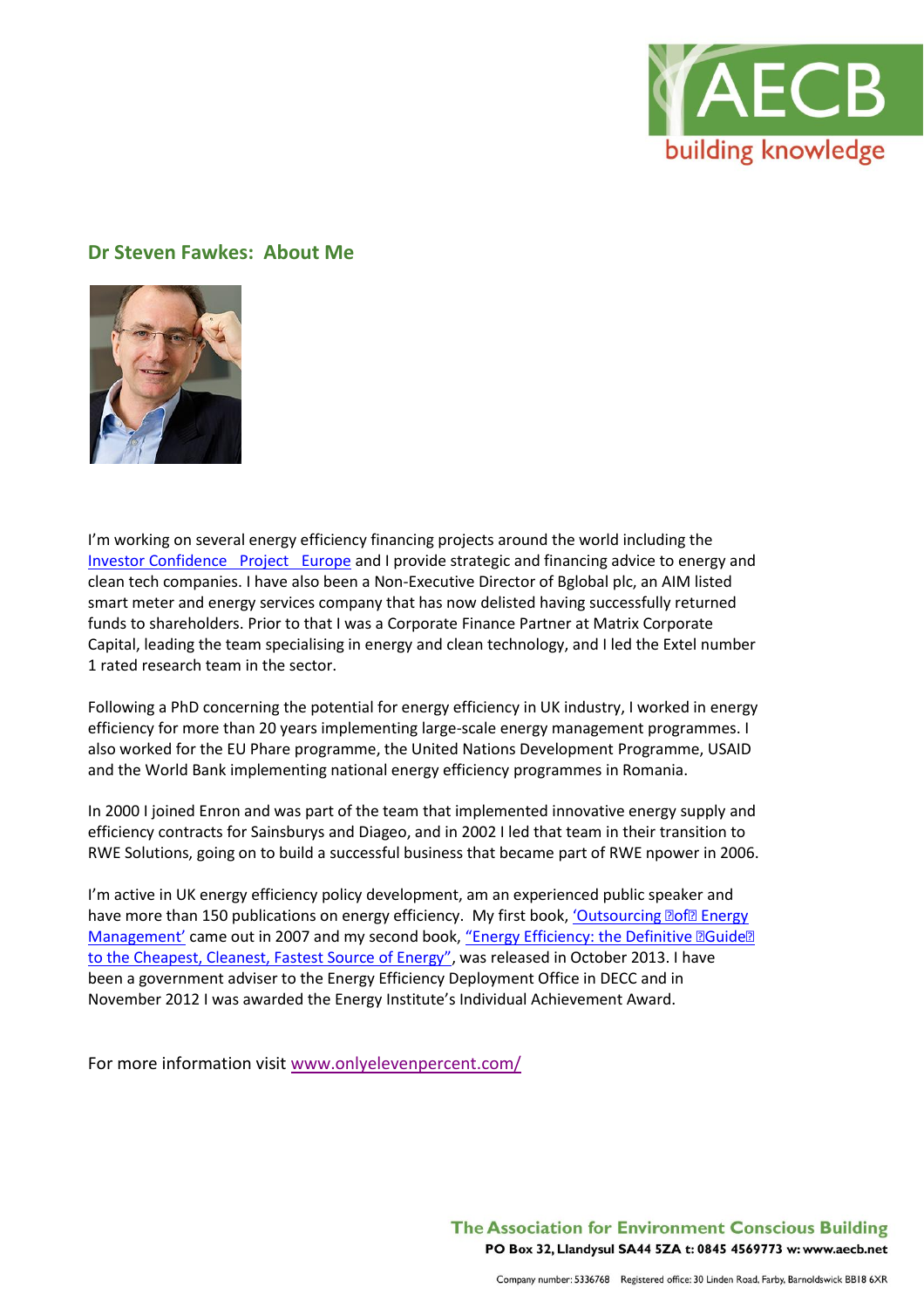## Dr Steven Fawkes: About Me

I'm working on several energy efficiency financing projects around the world including the Investor Confidence Project Europe and I provide strategic and financing advice to energy and clean tech companies. I have also been a Non-Executive Director of Bglobal plc, an AIM listed smart meter and energy services company that has now delisted having successfully returned funds to shareholders. Prior to that I was a Corporate Finance Partner at Matrix Corporate Capital, leading the team specialising in energy and clean technology, and I led the Extel number 1 rated research team in the sector.

Following a PhD concerning the potential for energy efficiency in UK industry, I worked in energy efficiency for more than 20 years implementing large-scale energy management programmes. I also worked for the EU Phare programme, the United Nations Development Programme, USAID and the World Bank implementing national energy efficiency programmes in Romania.

In 2000 I joined Enron and was part of the team that implemented innovative energy supply and efficiency contracts for Sainsburys and Diageo, and in 2002 I led that team in their transition to RWE Solutions, going on to build a successful business that became part of RWE npower in 2006.

I'm active in UK energy efficiency policy development, am an experienced public speaker and have more than 150 publications on energy efficiency. My first book, 'Outsourcing of Energy Management' came out in 2007 and my second book, "Energy Efficiency: the Definitive Guide to the Cheapest, Cleanest, Fastest Source of Energy", was released in October 2013. I have been a government adviser to the Energy Efficiency Deployment Office in DECC and in November 2012 I was awarded the Energy Institute's Individual Achievement Award.

For more information visit www.onlyelevenpercent.com/